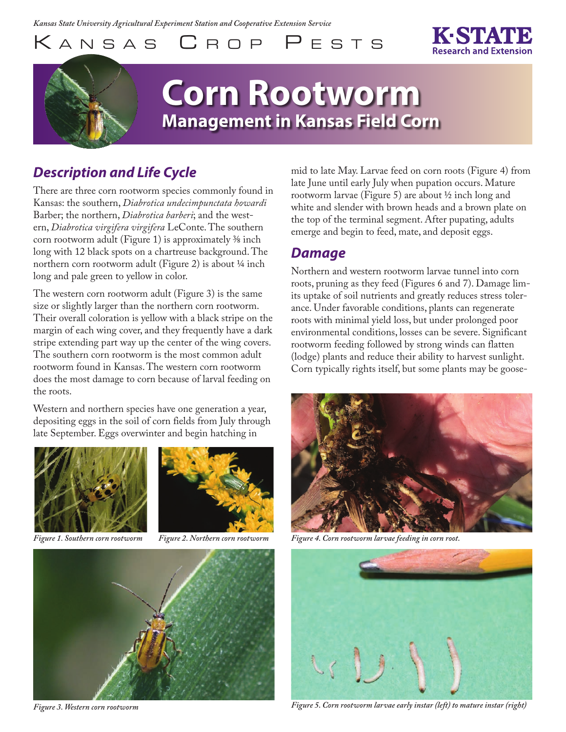Kansas State University Agricultural Experiment Station and Cooperative Extension Service

KANSAS CROP PESTS

K·STATE Research and Extension

# Corn Rootworm

## Management in Kansas Field Corn

## *Description and Life Cycle*

There are three corn rootworm species commonly found in Kansas: the southern, *Diabrotica undecimpunctata howardi* Barber; the northern, *Diabrotica barberi*; and the western, *Diabrotica virgifera virgifera* LeConte. The southern corn rootworm adult (Figure 1) is approximately ⅜ inch long with 12 black spots on a chartreuse background. The northern corn rootworm adult (Figure 2) is about ¼ inch long and pale green to yellow in color.

The western corn rootworm adult (Figure 3) is the same size or slightly larger than the northern corn rootworm. Their overall coloration is yellow with a black stripe on the margin of each wing cover, and they frequently have a dark stripe extending part way up the center of the wing covers. The southern corn rootworm is the most common adult rootworm found in Kansas. The western corn rootworm does the most damage to corn because of larval feeding on the roots.

Western and northern species have one generation a year, depositing eggs in the soil of corn fields from July through late September. Eggs overwinter and begin hatching in mid to late May. Larvae feed on corn roots (Figure 4) from late June until early July when pupation occurs. Mature rootworm larvae (Figure 5) are about ½ inch long and white and slender with brown heads and a brown plate on the top of the terminal segment. After pupating, adults emerge and begin to feed, mate, and deposit eggs.

*Figure 1. Southern corn rootworm*

*Figure 2. Northern corn rootworm*

*Figure 3. Western corn rootworm*

## *Damage*

Northern and western rootworm larvae tunnel into corn roots, pruning as they feed (Figures 6 and 7). Damage limits uptake of soil nutrients and greatly reduces stress tolerance. Under favorable conditions, plants can regenerate roots with minimal yield loss, but under prolonged poor environmental conditions, losses can be severe. Significant rootworm feeding followed by strong winds can flatten (lodge) plants and reduce their ability to harvest sunlight. Corn typically rights itself, but some plants may be goose-

*Figure 4. Corn rootworm larvae feeding in corn root.*

*Figure 5. Corn rootworm larvae early instar (left) to mature instar (right)*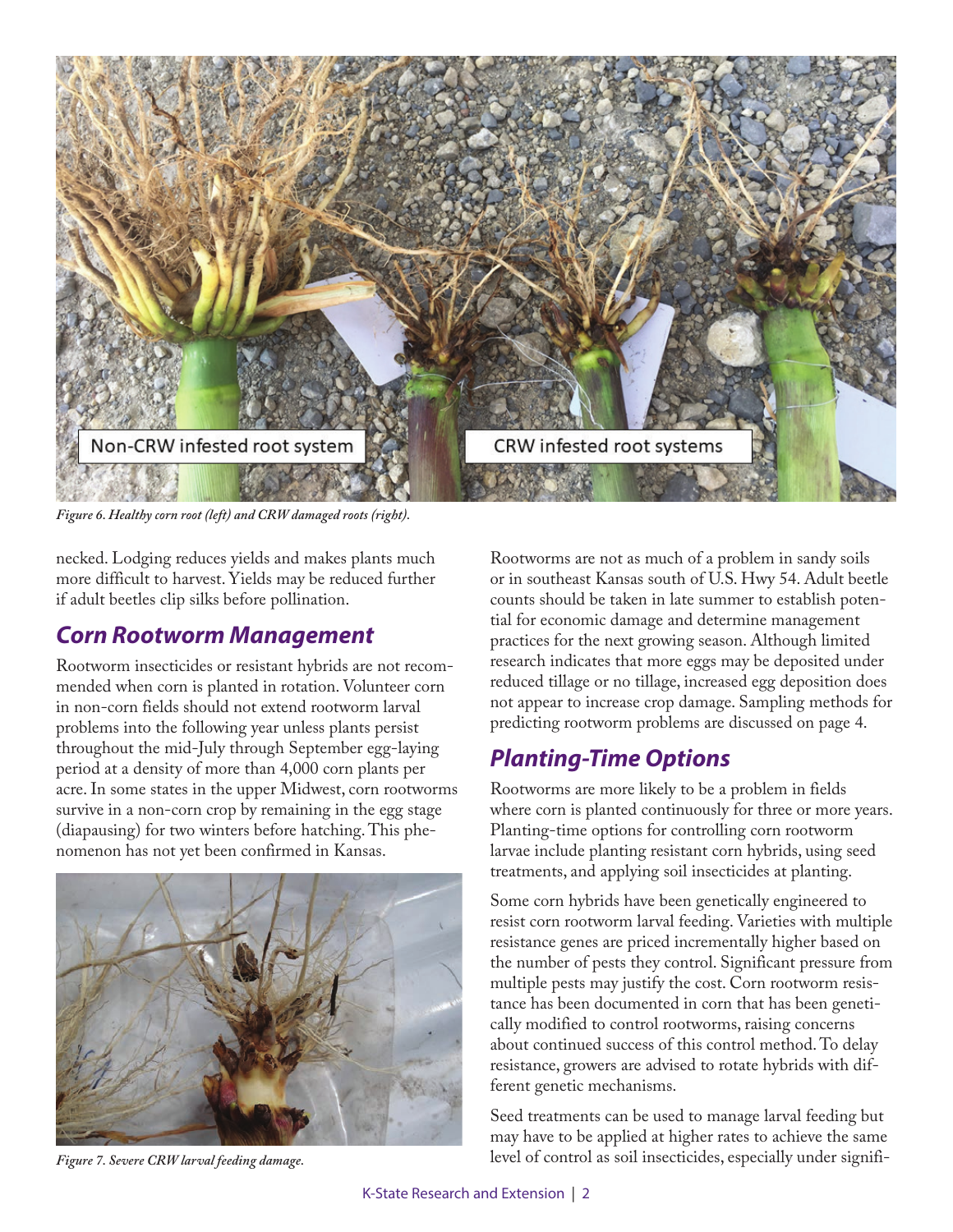Non-CRW infested root system

CRW infested root systems

*Figure 6. Healthy corn root (left) and CRW damaged roots (right).*

necked. Lodging reduces yields and makes plants much more difficult to harvest. Yields may be reduced further if adult beetles clip silks before pollination.

## Corn Rootworm Management

Rootworm insecticides or resistant hybrids are not recommended when corn is planted in rotation. Volunteer corn in non-corn fields should not extend rootworm larval problems into the following year unless plants persist throughout the mid-July through September egg-laying period at a density of more than 4,000 corn plants per acre. In some states in the upper Midwest, corn rootworms survive in a non-corn crop by remaining in the egg stage (diapausing) for two winters before hatching. This phenomenon has not yet been confirmed in Kansas.

*Figure 7. Severe CRW larval feeding damage.*

Rootworms are not as much of a problem in sandy soils or in southeast Kansas south of U.S. Hwy 54. Adult beetle counts should be taken in late summer to establish potential for economic damage and determine management practices for the next growing season. Although limited research indicates that more eggs may be deposited under reduced tillage or no tillage, increased egg deposition does not appear to increase crop damage. Sampling methods for predicting rootworm problems are discussed on page 4.

## Planting-Time Options

Rootworms are more likely to be a problem in fields where corn is planted continuously for three or more years. Planting-time options for controlling corn rootworm larvae include planting resistant corn hybrids, using seed treatments, and applying soil insecticides at planting.

Some corn hybrids have been genetically engineered to resist corn rootworm larval feeding. Varieties with multiple resistance genes are priced incrementally higher based on the number of pests they control. Significant pressure from multiple pests may justify the cost. Corn rootworm resistance has been documented in corn that has been genetically modified to control rootworms, raising concerns about continued success of this control method. To delay resistance, growers are advised to rotate hybrids with different genetic mechanisms.

Seed treatments can be used to manage larval feeding but may have to be applied at higher rates to achieve the same level of control as soil insecticides, especially under signifi-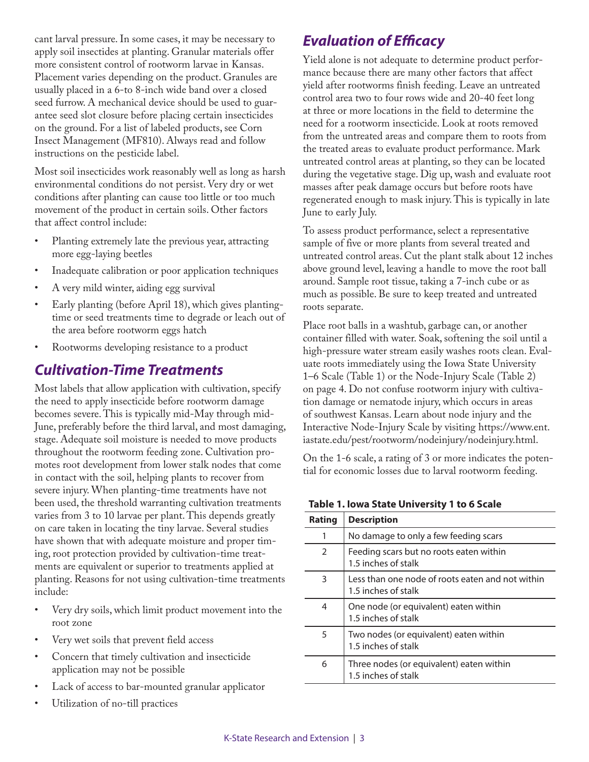cant larval pressure. In some cases, it may be necessary to apply soil insecticides at planting. Granular materials offer more consistent control of rootworm larvae in Kansas. Placement varies depending on the product. Granules are usually placed in a 6-to 8-inch wide band over a closed seed furrow. A mechanical device should be used to guarantee seed slot closure before placing certain insecticides on the ground. For a list of labeled products, see Corn Insect Management (MF810). Always read and follow instructions on the pesticide label.

Most soil insecticides work reasonably well as long as harsh environmental conditions do not persist. Very dry or wet conditions after planting can cause too little or too much movement of the product in certain soils. Other factors that affect control include:

- Planting extremely late the previous year, attracting more egg-laying beetles
- Inadequate calibration or poor application techniques
- A very mild winter, aiding egg survival
- Early planting (before April 18), which gives planting-time or seed treatments time to degrade or leach out of the area before rootworm eggs hatch
- Rootworms developing resistance to a product

## *Cultivation-Time Treatments*

Most labels that allow application with cultivation, specify the need to apply insecticide before rootworm damage becomes severe. This is typically mid-May through mid-June, preferably before the third larval, and most damaging, stage. Adequate soil moisture is needed to move products throughout the rootworm feeding zone. Cultivation promotes root development from lower stalk nodes that come in contact with the soil, helping plants to recover from severe injury. When planting-time treatments have not been used, the threshold warranting cultivation treatments varies from 3 to 10 larvae per plant. This depends greatly on care taken in locating the tiny larvae. Several studies have shown that with adequate moisture and proper timing, root protection provided by cultivation-time treatments are equivalent or superior to treatments applied at planting. Reasons for not using cultivation-time treatments include:

- Very dry soils, which limit product movement into the root zone
- Very wet soils that prevent field access
- Concern that timely cultivation and insecticide application may not be possible
- Lack of access to bar-mounted granular applicator
- Utilization of no-till practices

## *Evaluation of Efficacy*

Yield alone is not adequate to determine product performance because there are many other factors that affect yield after rootworms finish feeding. Leave an untreated control area two to four rows wide and 20-40 feet long at three or more locations in the field to determine the need for a rootworm insecticide. Look at roots removed from the untreated areas and compare them to roots from the treated areas to evaluate product performance. Mark untreated control areas at planting, so they can be located during the vegetative stage. Dig up, wash and evaluate root masses after peak damage occurs but before roots have regenerated enough to mask injury. This is typically in late June to early July.

To assess product performance, select a representative sample of five or more plants from several treated and untreated control areas. Cut the plant stalk about 12 inches above ground level, leaving a handle to move the root ball around. Sample root tissue, taking a 7-inch cube or as much as possible. Be sure to keep treated and untreated roots separate.

Place root balls in a washtub, garbage can, or another container filled with water. Soak, softening the soil until a high-pressure water stream easily washes roots clean. Evaluate roots immediately using the Iowa State University 1–6 Scale (Table 1) or the Node-Injury Scale (Table 2) on page 4. Do not confuse rootworm injury with cultivation damage or nematode injury, which occurs in areas of southwest Kansas. Learn about node injury and the Interactive Node-Injury Scale by visiting https://www.ent.iastate.edu/pest/rootworm/nodeinjury/nodeinjury.html.

On the 1-6 scale, a rating of 3 or more indicates the potential for economic losses due to larval rootworm feeding.

**Table 1. Iowa State University 1 to 6 Scale**

| Rating | Description |
|---|---|
| 1 | No damage to only a few feeding scars |
| 2 | Feeding scars but no roots eaten within 1.5 inches of stalk |
| 3 | Less than one node of roots eaten and not within 1.5 inches of stalk |
| 4 | One node (or equivalent) eaten within 1.5 inches of stalk |
| 5 | Two nodes (or equivalent) eaten within 1.5 inches of stalk |
| 6 | Three nodes (or equivalent) eaten within 1.5 inches of stalk |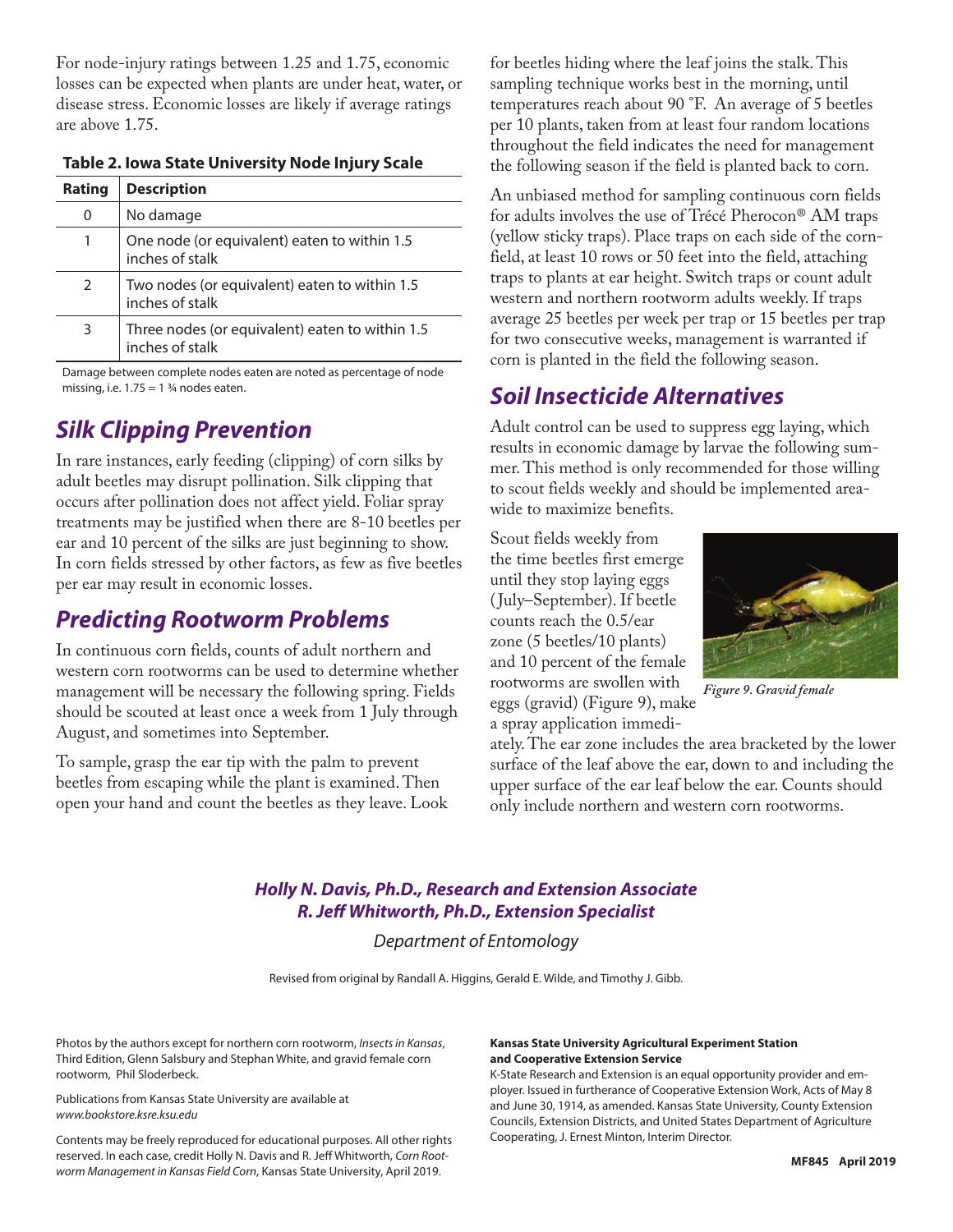For node-injury ratings between 1.25 and 1.75, economic losses can be expected when plants are under heat, water, or disease stress. Economic losses are likely if average ratings are above 1.75.

**Table 2. Iowa State University Node Injury Scale**

| Rating | Description |
|---|---|
| 0 | No damage |
| 1 | One node (or equivalent) eaten to within 1.5 inches of stalk |
| 2 | Two nodes (or equivalent) eaten to within 1.5 inches of stalk |
| 3 | Three nodes (or equivalent) eaten to within 1.5 inches of stalk |

Damage between complete nodes eaten are noted as percentage of node missing, i.e. 1.75 = 1 ¾ nodes eaten.

## Silk Clipping Prevention

In rare instances, early feeding (clipping) of corn silks by adult beetles may disrupt pollination. Silk clipping that occurs after pollination does not affect yield. Foliar spray treatments may be justified when there are 8-10 beetles per ear and 10 percent of the silks are just beginning to show. In corn fields stressed by other factors, as few as five beetles per ear may result in economic losses.

## Predicting Rootworm Problems

In continuous corn fields, counts of adult northern and western corn rootworms can be used to determine whether management will be necessary the following spring. Fields should be scouted at least once a week from 1 July through August, and sometimes into September.

To sample, grasp the ear tip with the palm to prevent beetles from escaping while the plant is examined. Then open your hand and count the beetles as they leave. Look for beetles hiding where the leaf joins the stalk. This sampling technique works best in the morning, until temperatures reach about 90 °F. An average of 5 beetles per 10 plants, taken from at least four random locations throughout the field indicates the need for management the following season if the field is planted back to corn.

An unbiased method for sampling continuous corn fields for adults involves the use of Trécé Pherocon® AM traps (yellow sticky traps). Place traps on each side of the cornfield, at least 10 rows or 50 feet into the field, attaching traps to plants at ear height. Switch traps or count adult western and northern rootworm adults weekly. If traps average 25 beetles per week per trap or 15 beetles per trap for two consecutive weeks, management is warranted if corn is planted in the field the following season.

## Soil Insecticide Alternatives

Adult control can be used to suppress egg laying, which results in economic damage by larvae the following summer. This method is only recommended for those willing to scout fields weekly and should be implemented area-wide to maximize benefits.

Scout fields weekly from the time beetles first emerge until they stop laying eggs (July–September). If beetle counts reach the 0.5/ear zone (5 beetles/10 plants) and 10 percent of the female rootworms are swollen with eggs (gravid) (Figure 9), make a spray application immediately. The ear zone includes the area bracketed by the lower surface of the leaf above the ear, down to and including the upper surface of the ear leaf below the ear. Counts should only include northern and western corn rootworms.

*Figure 9. Gravid female*

***Holly N. Davis, Ph.D., Research and Extension Associate***
***R. Jeff Whitworth, Ph.D., Extension Specialist***

*Department of Entomology*

Revised from original by Randall A. Higgins, Gerald E. Wilde, and Timothy J. Gibb.

Photos by the authors except for northern corn rootworm, *Insects in Kansas*, Third Edition, Glenn Salsbury and Stephan White, and gravid female corn rootworm, Phil Sloderbeck.

Publications from Kansas State University are available at *www.bookstore.ksre.ksu.edu*

Contents may be freely reproduced for educational purposes. All other rights reserved. In each case, credit Holly N. Davis and R. Jeff Whitworth, *Corn Rootworm Management in Kansas Field Corn*, Kansas State University, April 2019.

**Kansas State University Agricultural Experiment Station and Cooperative Extension Service**

K-State Research and Extension is an equal opportunity provider and employer. Issued in furtherance of Cooperative Extension Work, Acts of May 8 and June 30, 1914, as amended. Kansas State University, County Extension Councils, Extension Districts, and United States Department of Agriculture Cooperating, J. Ernest Minton, Interim Director.

**MF845 April 2019**